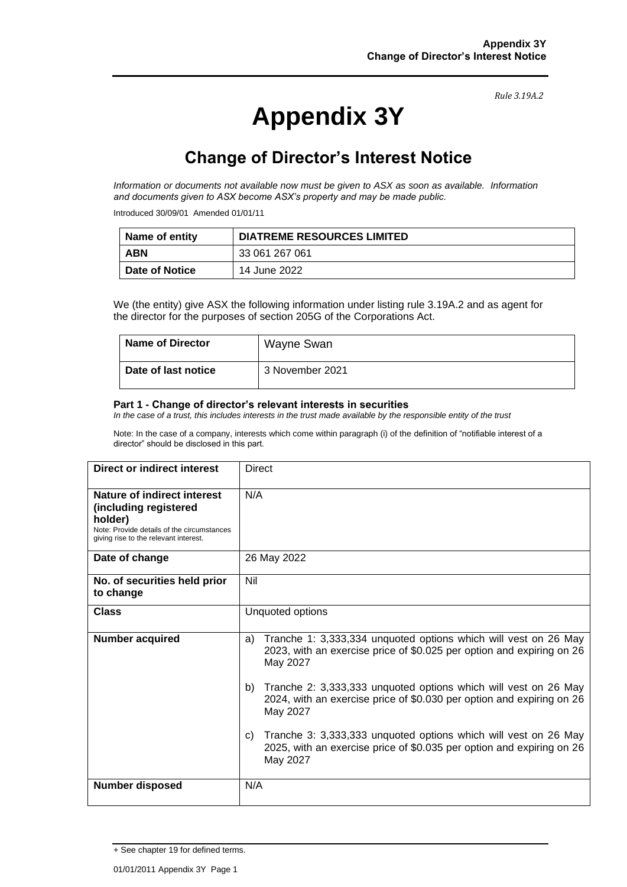*Rule 3.19A.2*

# Appendix 3Y

## Change of Director's Interest Notice

*Information or documents not available now must be given to ASX as soon as available. Information and documents given to ASX become ASX's property and may be made public.*

Introduced 30/09/01 Amended 01/01/11

| Name of entity | DIATREME RESOURCES LIMITED |
|---|---|
| ABN | 33 061 267 061 |
| Date of Notice | 14 June 2022 |

We (the entity) give ASX the following information under listing rule 3.19A.2 and as agent for the director for the purposes of section 205G of the Corporations Act.

| Name of Director | Wayne Swan |
|---|---|
| Date of last notice | 3 November 2021 |

#### Part 1 - Change of director's relevant interests in securities

*In the case of a trust, this includes interests in the trust made available by the responsible entity of the trust*

Note: In the case of a company, interests which come within paragraph (i) of the definition of "notifiable interest of a director" should be disclosed in this part.

| Direct or indirect interest | Direct |
|---|---|
| **Nature of indirect interest (including registered holder)** Note: Provide details of the circumstances giving rise to the relevant interest. | N/A |
| **Date of change** | 26 May 2022 |
| **No. of securities held prior to change** | Nil |
| **Class** | Unquoted options |
| **Number acquired** | a) Tranche 1: 3,333,334 unquoted options which will vest on 26 May 2023, with an exercise price of $0.025 per option and expiring on 26 May 2027<br><br>b) Tranche 2: 3,333,333 unquoted options which will vest on 26 May 2024, with an exercise price of $0.030 per option and expiring on 26 May 2027<br><br>c) Tranche 3: 3,333,333 unquoted options which will vest on 26 May 2025, with an exercise price of $0.035 per option and expiring on 26 May 2027 |
| **Number disposed** | N/A |

+ See chapter 19 for defined terms.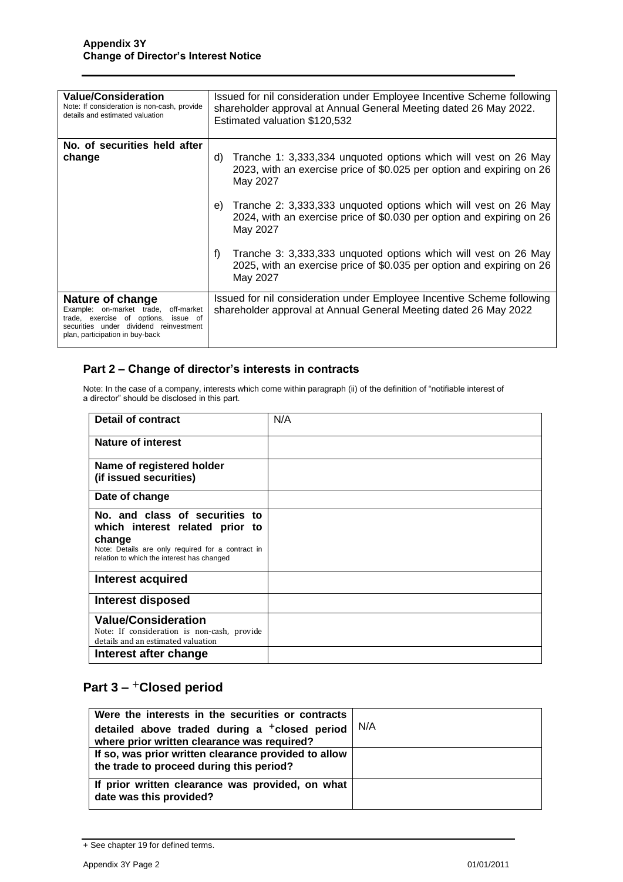| | |
|---|---|
| **Value/Consideration**<br>Note: If consideration is non-cash, provide details and estimated valuation | Issued for nil consideration under Employee Incentive Scheme following shareholder approval at Annual General Meeting dated 26 May 2022. Estimated valuation $120,532 |
| **No. of securities held after change** | d) Tranche 1: 3,333,334 unquoted options which will vest on 26 May 2023, with an exercise price of $0.025 per option and expiring on 26 May 2027<br><br>e) Tranche 2: 3,333,333 unquoted options which will vest on 26 May 2024, with an exercise price of $0.030 per option and expiring on 26 May 2027<br><br>f) Tranche 3: 3,333,333 unquoted options which will vest on 26 May 2025, with an exercise price of $0.035 per option and expiring on 26 May 2027 |
| **Nature of change**<br>Example: on-market trade, off-market trade, exercise of options, issue of securities under dividend reinvestment plan, participation in buy-back | Issued for nil consideration under Employee Incentive Scheme following shareholder approval at Annual General Meeting dated 26 May 2022 |

## Part 2 – Change of director's interests in contracts

Note: In the case of a company, interests which come within paragraph (ii) of the definition of "notifiable interest of a director" should be disclosed in this part.

| | |
|---|---|
| **Detail of contract** | N/A |
| **Nature of interest** | |
| **Name of registered holder (if issued securities)** | |
| **Date of change** | |
| **No. and class of securities to which interest related prior to change**<br>Note: Details are only required for a contract in relation to which the interest has changed | |
| **Interest acquired** | |
| **Interest disposed** | |
| **Value/Consideration**<br>Note: If consideration is non-cash, provide details and an estimated valuation | |
| **Interest after change** | |

## Part 3 – +Closed period

| | |
|---|---|
| **Were the interests in the securities or contracts detailed above traded during a +closed period where prior written clearance was required?** | N/A |
| **If so, was prior written clearance provided to allow the trade to proceed during this period?** | |
| **If prior written clearance was provided, on what date was this provided?** | |

+ See chapter 19 for defined terms.